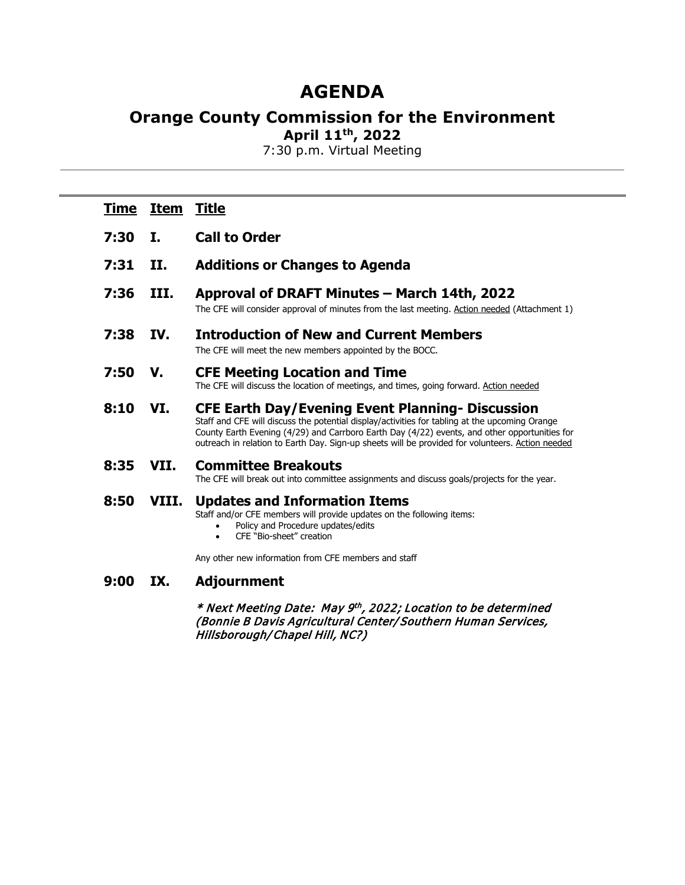# AGENDA

## Orange County Commission for the Environment

**April 11th, 2022**

7:30 p.m. Virtual Meeting

---

| **Time** | **Item** | **Title** |
|---|---|---|
| **7:30** | **I.** | **Call to Order** |
| **7:31** | **II.** | **Additions or Changes to Agenda** |
| **7:36** | **III.** | **Approval of DRAFT Minutes – March 14th, 2022**<br>The CFE will consider approval of minutes from the last meeting. <u>Action needed</u> (Attachment 1) |
| **7:38** | **IV.** | **Introduction of New and Current Members**<br>The CFE will meet the new members appointed by the BOCC. |
| **7:50** | **V.** | **CFE Meeting Location and Time**<br>The CFE will discuss the location of meetings, and times, going forward. <u>Action needed</u> |
| **8:10** | **VI.** | **CFE Earth Day/Evening Event Planning- Discussion**<br>Staff and CFE will discuss the potential display/activities for tabling at the upcoming Orange County Earth Evening (4/29) and Carrboro Earth Day (4/22) events, and other opportunities for outreach in relation to Earth Day. Sign-up sheets will be provided for volunteers. <u>Action needed</u> |
| **8:35** | **VII.** | **Committee Breakouts**<br>The CFE will break out into committee assignments and discuss goals/projects for the year. |
| **8:50** | **VIII.** | **Updates and Information Items**<br>Staff and/or CFE members will provide updates on the following items:<br>• Policy and Procedure updates/edits<br>• CFE "Bio-sheet" creation<br><br>Any other new information from CFE members and staff |
| **9:00** | **IX.** | **Adjournment** |

***\* Next Meeting Date: May 9th, 2022; Location to be determined (Bonnie B Davis Agricultural Center/Southern Human Services, Hillsborough/Chapel Hill, NC?)***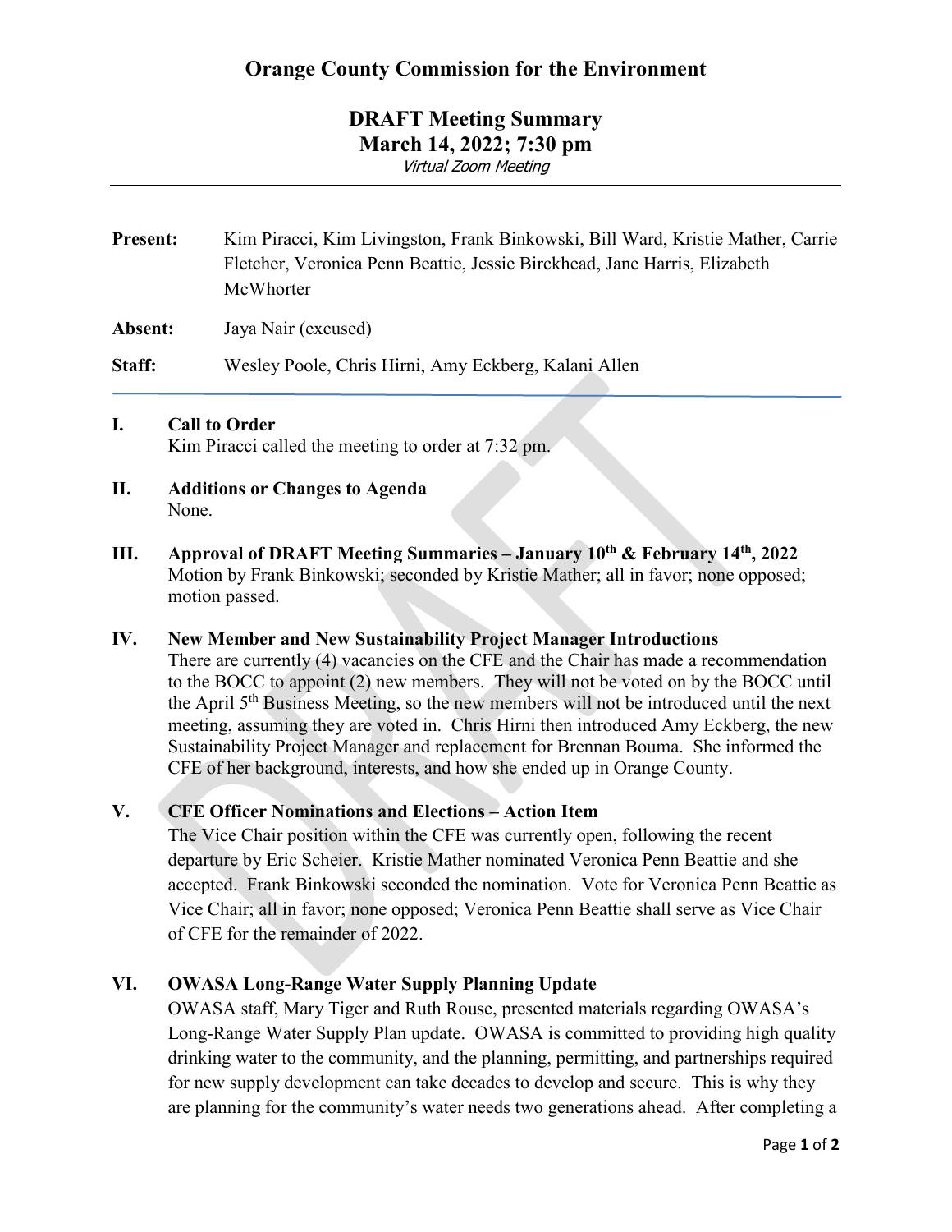# Orange County Commission for the Environment

## DRAFT Meeting Summary
## March 14, 2022; 7:30 pm

*Virtual Zoom Meeting*

---

**Present:** Kim Piracci, Kim Livingston, Frank Binkowski, Bill Ward, Kristie Mather, Carrie Fletcher, Veronica Penn Beattie, Jessie Birckhead, Jane Harris, Elizabeth McWhorter

**Absent:** Jaya Nair (excused)

**Staff:** Wesley Poole, Chris Hirni, Amy Eckberg, Kalani Allen

---

### I. Call to Order

Kim Piracci called the meeting to order at 7:32 pm.

### II. Additions or Changes to Agenda

None.

### III. Approval of DRAFT Meeting Summaries – January 10th & February 14th, 2022

Motion by Frank Binkowski; seconded by Kristie Mather; all in favor; none opposed; motion passed.

### IV. New Member and New Sustainability Project Manager Introductions

There are currently (4) vacancies on the CFE and the Chair has made a recommendation to the BOCC to appoint (2) new members. They will not be voted on by the BOCC until the April 5th Business Meeting, so the new members will not be introduced until the next meeting, assuming they are voted in. Chris Hirni then introduced Amy Eckberg, the new Sustainability Project Manager and replacement for Brennan Bouma. She informed the CFE of her background, interests, and how she ended up in Orange County.

### V. CFE Officer Nominations and Elections – Action Item

The Vice Chair position within the CFE was currently open, following the recent departure by Eric Scheier. Kristie Mather nominated Veronica Penn Beattie and she accepted. Frank Binkowski seconded the nomination. Vote for Veronica Penn Beattie as Vice Chair; all in favor; none opposed; Veronica Penn Beattie shall serve as Vice Chair of CFE for the remainder of 2022.

### VI. OWASA Long-Range Water Supply Planning Update

OWASA staff, Mary Tiger and Ruth Rouse, presented materials regarding OWASA's Long-Range Water Supply Plan update. OWASA is committed to providing high quality drinking water to the community, and the planning, permitting, and partnerships required for new supply development can take decades to develop and secure. This is why they are planning for the community's water needs two generations ahead. After completing a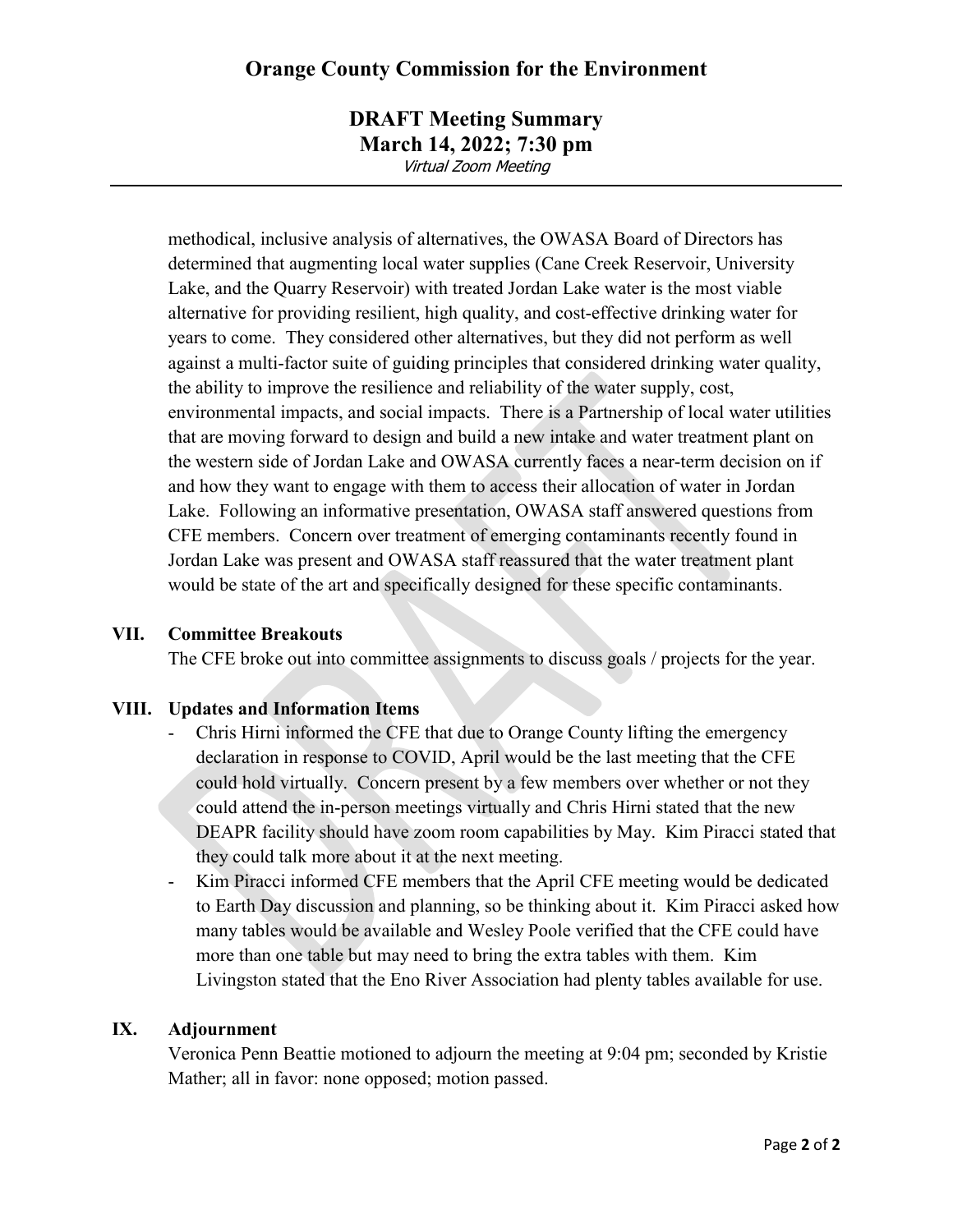# Orange County Commission for the Environment

## DRAFT Meeting Summary
## March 14, 2022; 7:30 pm
*Virtual Zoom Meeting*

methodical, inclusive analysis of alternatives, the OWASA Board of Directors has determined that augmenting local water supplies (Cane Creek Reservoir, University Lake, and the Quarry Reservoir) with treated Jordan Lake water is the most viable alternative for providing resilient, high quality, and cost-effective drinking water for years to come. They considered other alternatives, but they did not perform as well against a multi-factor suite of guiding principles that considered drinking water quality, the ability to improve the resilience and reliability of the water supply, cost, environmental impacts, and social impacts. There is a Partnership of local water utilities that are moving forward to design and build a new intake and water treatment plant on the western side of Jordan Lake and OWASA currently faces a near-term decision on if and how they want to engage with them to access their allocation of water in Jordan Lake. Following an informative presentation, OWASA staff answered questions from CFE members. Concern over treatment of emerging contaminants recently found in Jordan Lake was present and OWASA staff reassured that the water treatment plant would be state of the art and specifically designed for these specific contaminants.

**VII. Committee Breakouts**

The CFE broke out into committee assignments to discuss goals / projects for the year.

**VIII. Updates and Information Items**

- Chris Hirni informed the CFE that due to Orange County lifting the emergency declaration in response to COVID, April would be the last meeting that the CFE could hold virtually. Concern present by a few members over whether or not they could attend the in-person meetings virtually and Chris Hirni stated that the new DEAPR facility should have zoom room capabilities by May. Kim Piracci stated that they could talk more about it at the next meeting.
- Kim Piracci informed CFE members that the April CFE meeting would be dedicated to Earth Day discussion and planning, so be thinking about it. Kim Piracci asked how many tables would be available and Wesley Poole verified that the CFE could have more than one table but may need to bring the extra tables with them. Kim Livingston stated that the Eno River Association had plenty tables available for use.

**IX. Adjournment**

Veronica Penn Beattie motioned to adjourn the meeting at 9:04 pm; seconded by Kristie Mather; all in favor: none opposed; motion passed.